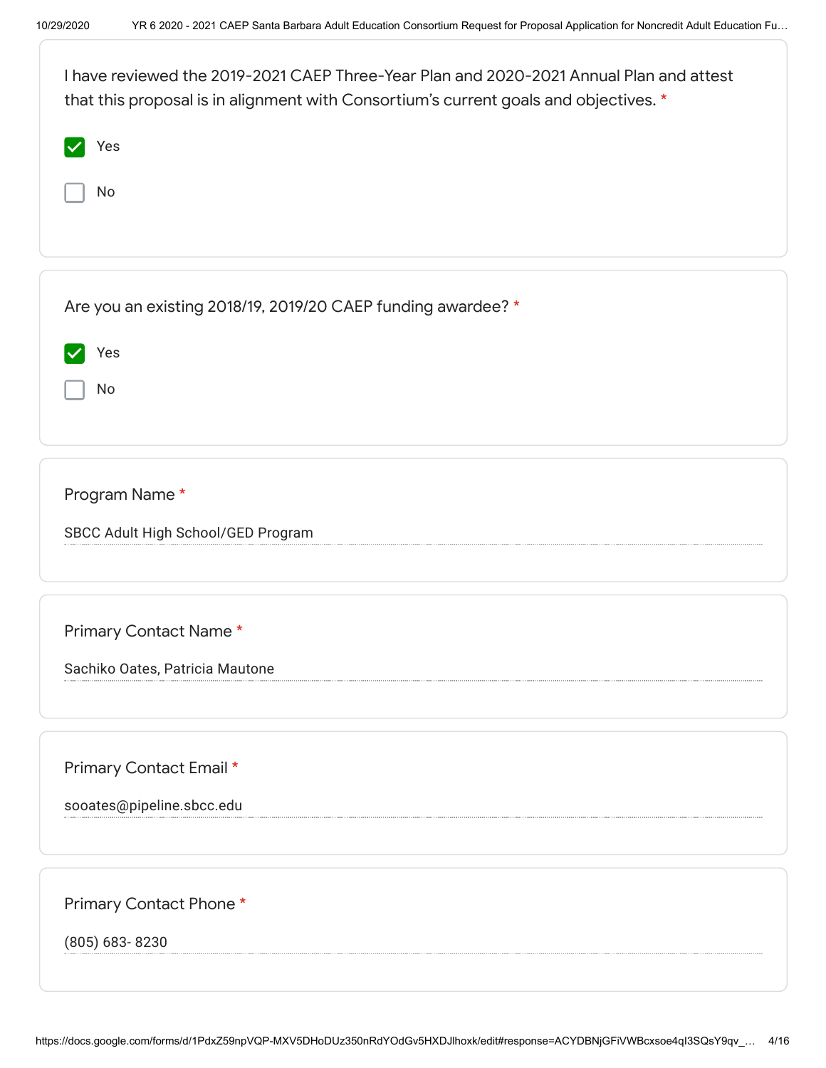I have reviewed the 2019-2021 CAEP Three-Year Plan and 2020-2021 Annual Plan and attest that this proposal is in alignment with Consortium's current goals and objectives. *

- [x] Yes
- [ ] No

Are you an existing 2018/19, 2019/20 CAEP funding awardee? *

- [x] Yes
- [ ] No

Program Name *

SBCC Adult High School/GED Program

Primary Contact Name *

Sachiko Oates, Patricia Mautone

Primary Contact Email *

sooates@pipeline.sbcc.edu

Primary Contact Phone *

(805) 683- 8230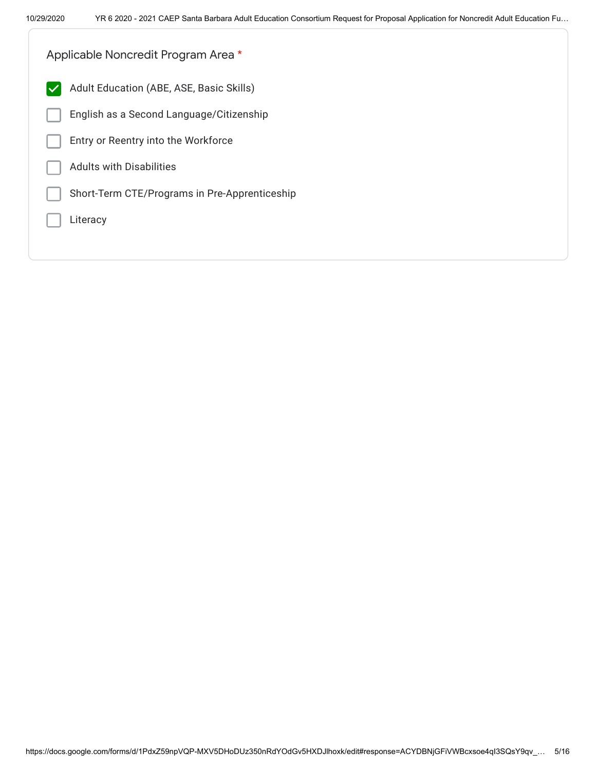Applicable Noncredit Program Area *

- [x] Adult Education (ABE, ASE, Basic Skills)
- [ ] English as a Second Language/Citizenship
- [ ] Entry or Reentry into the Workforce
- [ ] Adults with Disabilities
- [ ] Short-Term CTE/Programs in Pre-Apprenticeship
- [ ] Literacy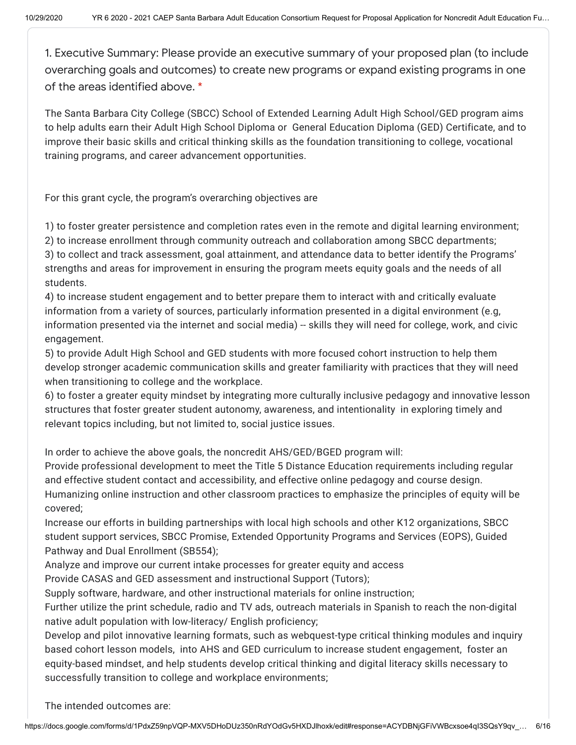1. Executive Summary: Please provide an executive summary of your proposed plan (to include overarching goals and outcomes) to create new programs or expand existing programs in one of the areas identified above. *

The Santa Barbara City College (SBCC) School of Extended Learning Adult High School/GED program aims to help adults earn their Adult High School Diploma or General Education Diploma (GED) Certificate, and to improve their basic skills and critical thinking skills as the foundation transitioning to college, vocational training programs, and career advancement opportunities.

For this grant cycle, the program's overarching objectives are

1) to foster greater persistence and completion rates even in the remote and digital learning environment;
2) to increase enrollment through community outreach and collaboration among SBCC departments;
3) to collect and track assessment, goal attainment, and attendance data to better identify the Programs' strengths and areas for improvement in ensuring the program meets equity goals and the needs of all students.
4) to increase student engagement and to better prepare them to interact with and critically evaluate information from a variety of sources, particularly information presented in a digital environment (e.g, information presented via the internet and social media) -- skills they will need for college, work, and civic engagement.
5) to provide Adult High School and GED students with more focused cohort instruction to help them develop stronger academic communication skills and greater familiarity with practices that they will need when transitioning to college and the workplace.
6) to foster a greater equity mindset by integrating more culturally inclusive pedagogy and innovative lesson structures that foster greater student autonomy, awareness, and intentionality in exploring timely and relevant topics including, but not limited to, social justice issues.

In order to achieve the above goals, the noncredit AHS/GED/BGED program will:
Provide professional development to meet the Title 5 Distance Education requirements including regular and effective student contact and accessibility, and effective online pedagogy and course design. Humanizing online instruction and other classroom practices to emphasize the principles of equity will be covered;
Increase our efforts in building partnerships with local high schools and other K12 organizations, SBCC student support services, SBCC Promise, Extended Opportunity Programs and Services (EOPS), Guided Pathway and Dual Enrollment (SB554);
Analyze and improve our current intake processes for greater equity and access
Provide CASAS and GED assessment and instructional Support (Tutors);
Supply software, hardware, and other instructional materials for online instruction;
Further utilize the print schedule, radio and TV ads, outreach materials in Spanish to reach the non-digital native adult population with low-literacy/ English proficiency;
Develop and pilot innovative learning formats, such as webquest-type critical thinking modules and inquiry based cohort lesson models, into AHS and GED curriculum to increase student engagement, foster an equity-based mindset, and help students develop critical thinking and digital literacy skills necessary to successfully transition to college and workplace environments;

The intended outcomes are: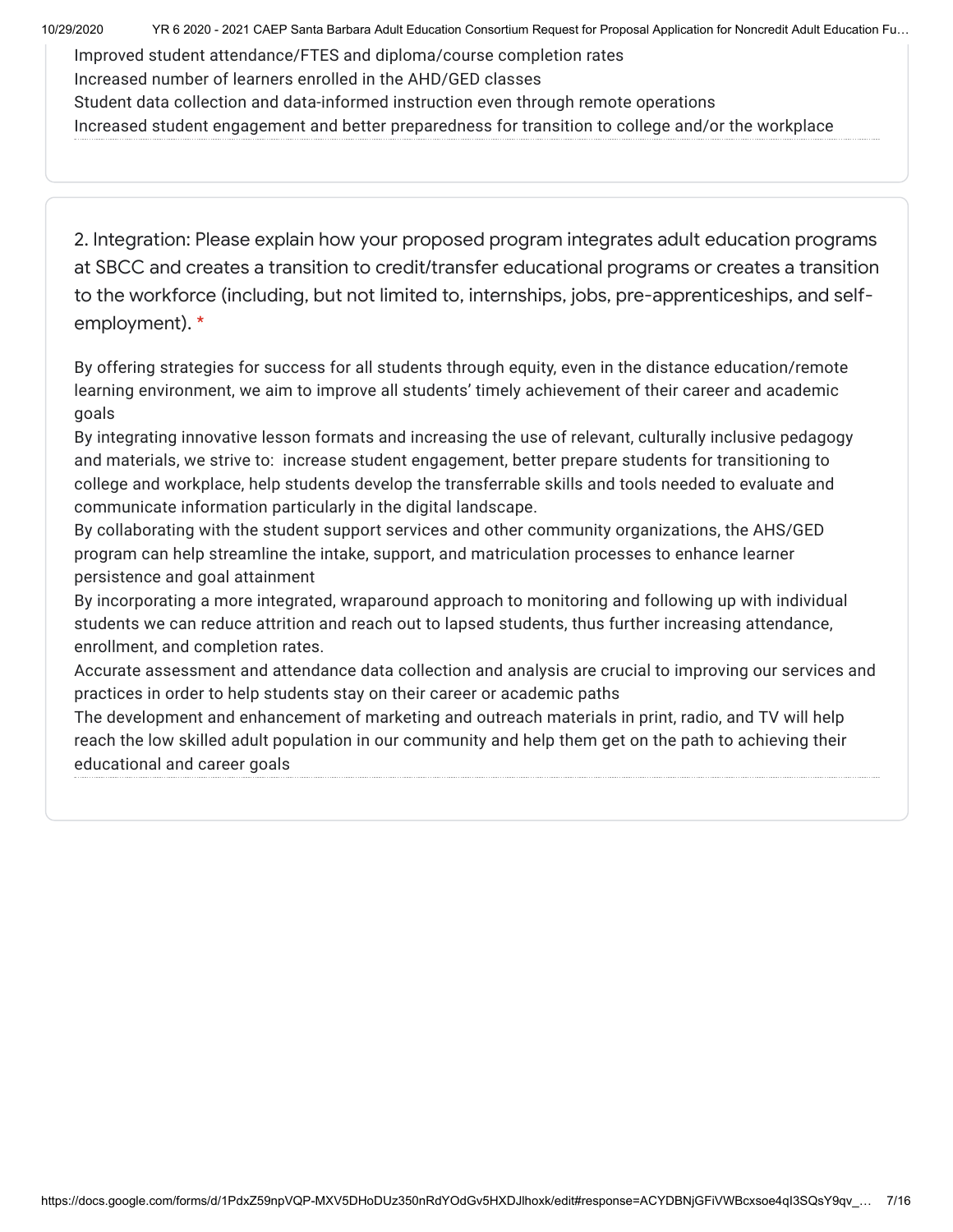Improved student attendance/FTES and diploma/course completion rates
Increased number of learners enrolled in the AHD/GED classes
Student data collection and data-informed instruction even through remote operations
Increased student engagement and better preparedness for transition to college and/or the workplace

2. Integration: Please explain how your proposed program integrates adult education programs at SBCC and creates a transition to credit/transfer educational programs or creates a transition to the workforce (including, but not limited to, internships, jobs, pre-apprenticeships, and self-employment). *

By offering strategies for success for all students through equity, even in the distance education/remote learning environment, we aim to improve all students' timely achievement of their career and academic goals
By integrating innovative lesson formats and increasing the use of relevant, culturally inclusive pedagogy and materials, we strive to: increase student engagement, better prepare students for transitioning to college and workplace, help students develop the transferrable skills and tools needed to evaluate and communicate information particularly in the digital landscape.
By collaborating with the student support services and other community organizations, the AHS/GED program can help streamline the intake, support, and matriculation processes to enhance learner persistence and goal attainment
By incorporating a more integrated, wraparound approach to monitoring and following up with individual students we can reduce attrition and reach out to lapsed students, thus further increasing attendance, enrollment, and completion rates.
Accurate assessment and attendance data collection and analysis are crucial to improving our services and practices in order to help students stay on their career or academic paths
The development and enhancement of marketing and outreach materials in print, radio, and TV will help reach the low skilled adult population in our community and help them get on the path to achieving their educational and career goals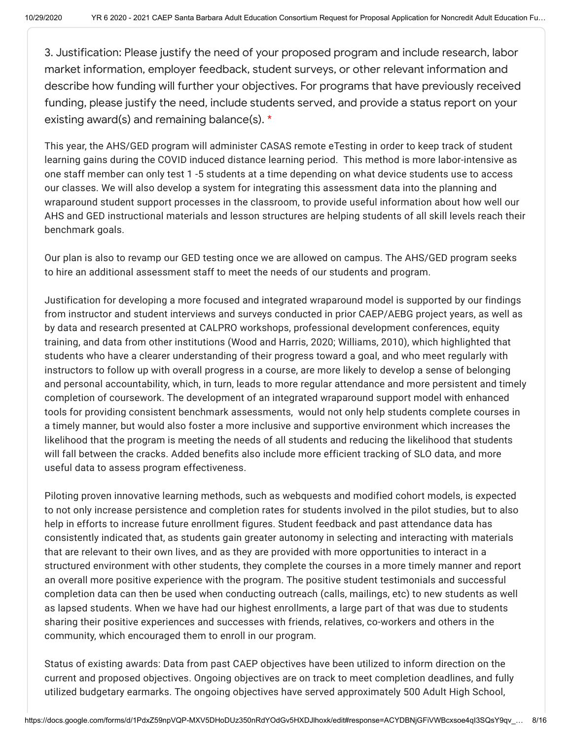3. Justification: Please justify the need of your proposed program and include research, labor market information, employer feedback, student surveys, or other relevant information and describe how funding will further your objectives. For programs that have previously received funding, please justify the need, include students served, and provide a status report on your existing award(s) and remaining balance(s). *

This year, the AHS/GED program will administer CASAS remote eTesting in order to keep track of student learning gains during the COVID induced distance learning period. This method is more labor-intensive as one staff member can only test 1 -5 students at a time depending on what device students use to access our classes. We will also develop a system for integrating this assessment data into the planning and wraparound student support processes in the classroom, to provide useful information about how well our AHS and GED instructional materials and lesson structures are helping students of all skill levels reach their benchmark goals.

Our plan is also to revamp our GED testing once we are allowed on campus. The AHS/GED program seeks to hire an additional assessment staff to meet the needs of our students and program.

Justification for developing a more focused and integrated wraparound model is supported by our findings from instructor and student interviews and surveys conducted in prior CAEP/AEBG project years, as well as by data and research presented at CALPRO workshops, professional development conferences, equity training, and data from other institutions (Wood and Harris, 2020; Williams, 2010), which highlighted that students who have a clearer understanding of their progress toward a goal, and who meet regularly with instructors to follow up with overall progress in a course, are more likely to develop a sense of belonging and personal accountability, which, in turn, leads to more regular attendance and more persistent and timely completion of coursework. The development of an integrated wraparound support model with enhanced tools for providing consistent benchmark assessments, would not only help students complete courses in a timely manner, but would also foster a more inclusive and supportive environment which increases the likelihood that the program is meeting the needs of all students and reducing the likelihood that students will fall between the cracks. Added benefits also include more efficient tracking of SLO data, and more useful data to assess program effectiveness.

Piloting proven innovative learning methods, such as webquests and modified cohort models, is expected to not only increase persistence and completion rates for students involved in the pilot studies, but to also help in efforts to increase future enrollment figures. Student feedback and past attendance data has consistently indicated that, as students gain greater autonomy in selecting and interacting with materials that are relevant to their own lives, and as they are provided with more opportunities to interact in a structured environment with other students, they complete the courses in a more timely manner and report an overall more positive experience with the program. The positive student testimonials and successful completion data can then be used when conducting outreach (calls, mailings, etc) to new students as well as lapsed students. When we have had our highest enrollments, a large part of that was due to students sharing their positive experiences and successes with friends, relatives, co-workers and others in the community, which encouraged them to enroll in our program.

Status of existing awards: Data from past CAEP objectives have been utilized to inform direction on the current and proposed objectives. Ongoing objectives are on track to meet completion deadlines, and fully utilized budgetary earmarks. The ongoing objectives have served approximately 500 Adult High School,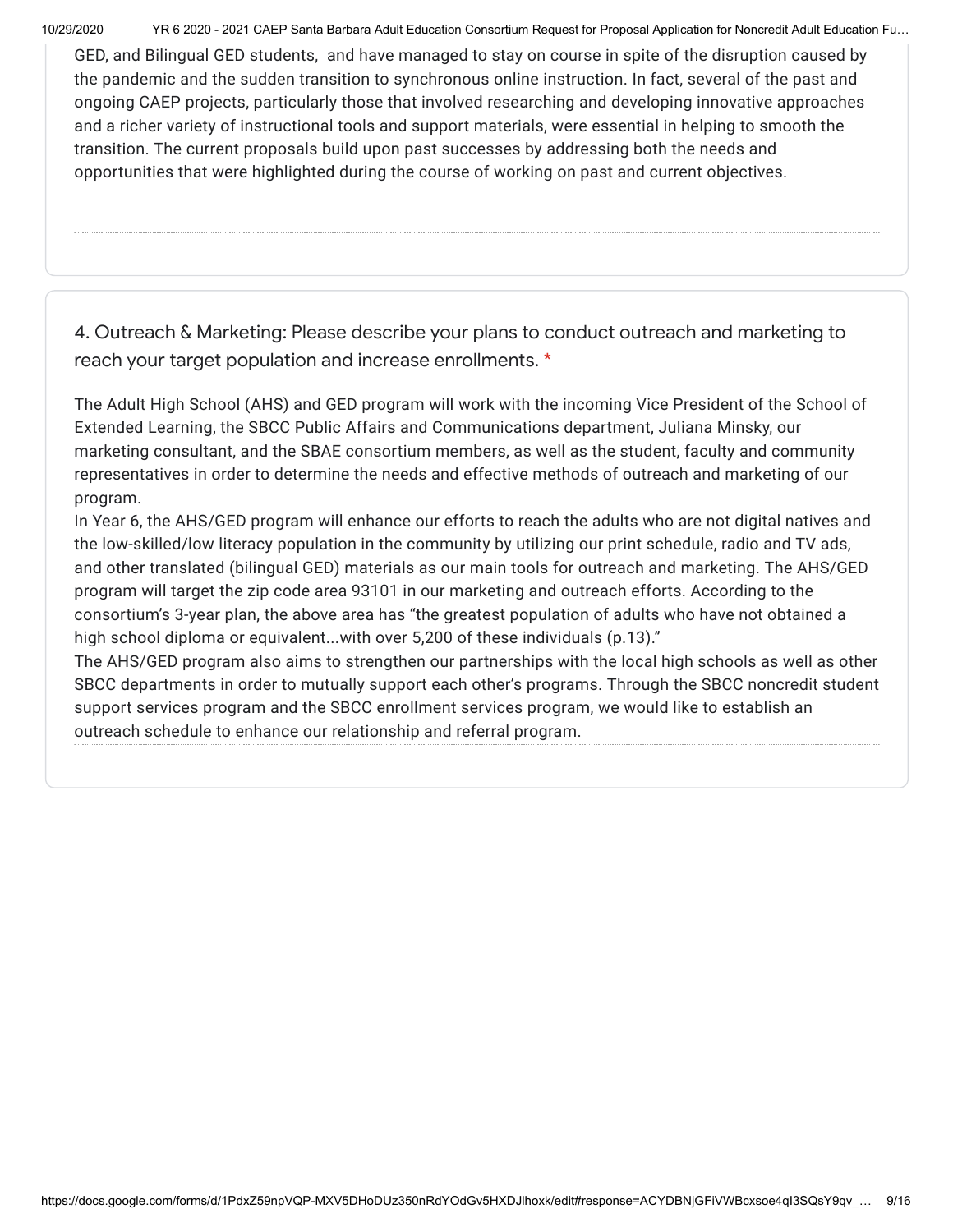GED, and Bilingual GED students, and have managed to stay on course in spite of the disruption caused by the pandemic and the sudden transition to synchronous online instruction. In fact, several of the past and ongoing CAEP projects, particularly those that involved researching and developing innovative approaches and a richer variety of instructional tools and support materials, were essential in helping to smooth the transition. The current proposals build upon past successes by addressing both the needs and opportunities that were highlighted during the course of working on past and current objectives.

4. Outreach & Marketing: Please describe your plans to conduct outreach and marketing to reach your target population and increase enrollments. *

The Adult High School (AHS) and GED program will work with the incoming Vice President of the School of Extended Learning, the SBCC Public Affairs and Communications department, Juliana Minsky, our marketing consultant, and the SBAE consortium members, as well as the student, faculty and community representatives in order to determine the needs and effective methods of outreach and marketing of our program.

In Year 6, the AHS/GED program will enhance our efforts to reach the adults who are not digital natives and the low-skilled/low literacy population in the community by utilizing our print schedule, radio and TV ads, and other translated (bilingual GED) materials as our main tools for outreach and marketing. The AHS/GED program will target the zip code area 93101 in our marketing and outreach efforts. According to the consortium's 3-year plan, the above area has "the greatest population of adults who have not obtained a high school diploma or equivalent...with over 5,200 of these individuals (p.13)."

The AHS/GED program also aims to strengthen our partnerships with the local high schools as well as other SBCC departments in order to mutually support each other's programs. Through the SBCC noncredit student support services program and the SBCC enrollment services program, we would like to establish an outreach schedule to enhance our relationship and referral program.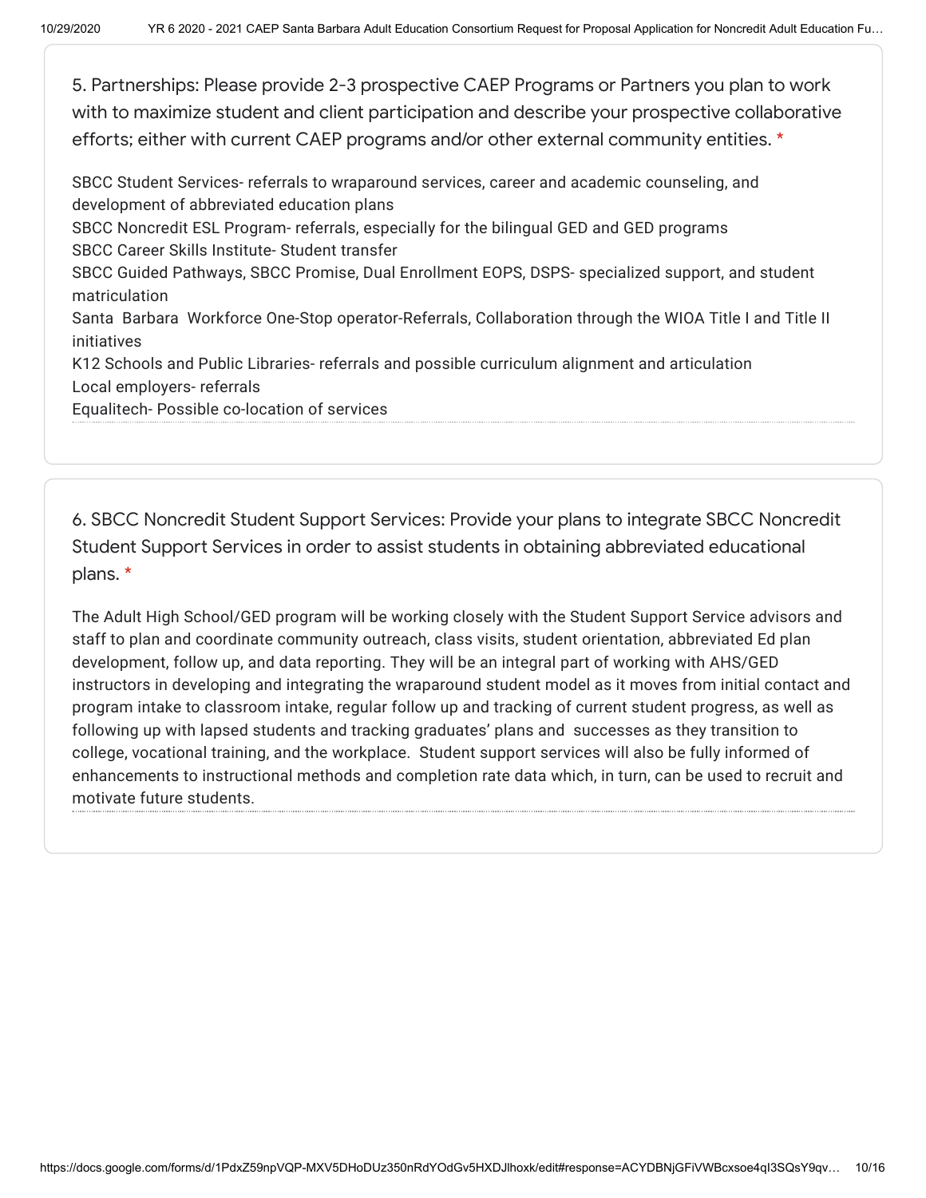5. Partnerships: Please provide 2-3 prospective CAEP Programs or Partners you plan to work with to maximize student and client participation and describe your prospective collaborative efforts; either with current CAEP programs and/or other external community entities. *

SBCC Student Services- referrals to wraparound services, career and academic counseling, and development of abbreviated education plans
SBCC Noncredit ESL Program- referrals, especially for the bilingual GED and GED programs
SBCC Career Skills Institute- Student transfer
SBCC Guided Pathways, SBCC Promise, Dual Enrollment EOPS, DSPS- specialized support, and student matriculation
Santa Barbara Workforce One-Stop operator-Referrals, Collaboration through the WIOA Title I and Title II initiatives
K12 Schools and Public Libraries- referrals and possible curriculum alignment and articulation
Local employers- referrals
Equalitech- Possible co-location of services

6. SBCC Noncredit Student Support Services: Provide your plans to integrate SBCC Noncredit Student Support Services in order to assist students in obtaining abbreviated educational plans. *

The Adult High School/GED program will be working closely with the Student Support Service advisors and staff to plan and coordinate community outreach, class visits, student orientation, abbreviated Ed plan development, follow up, and data reporting. They will be an integral part of working with AHS/GED instructors in developing and integrating the wraparound student model as it moves from initial contact and program intake to classroom intake, regular follow up and tracking of current student progress, as well as following up with lapsed students and tracking graduates' plans and successes as they transition to college, vocational training, and the workplace. Student support services will also be fully informed of enhancements to instructional methods and completion rate data which, in turn, can be used to recruit and motivate future students.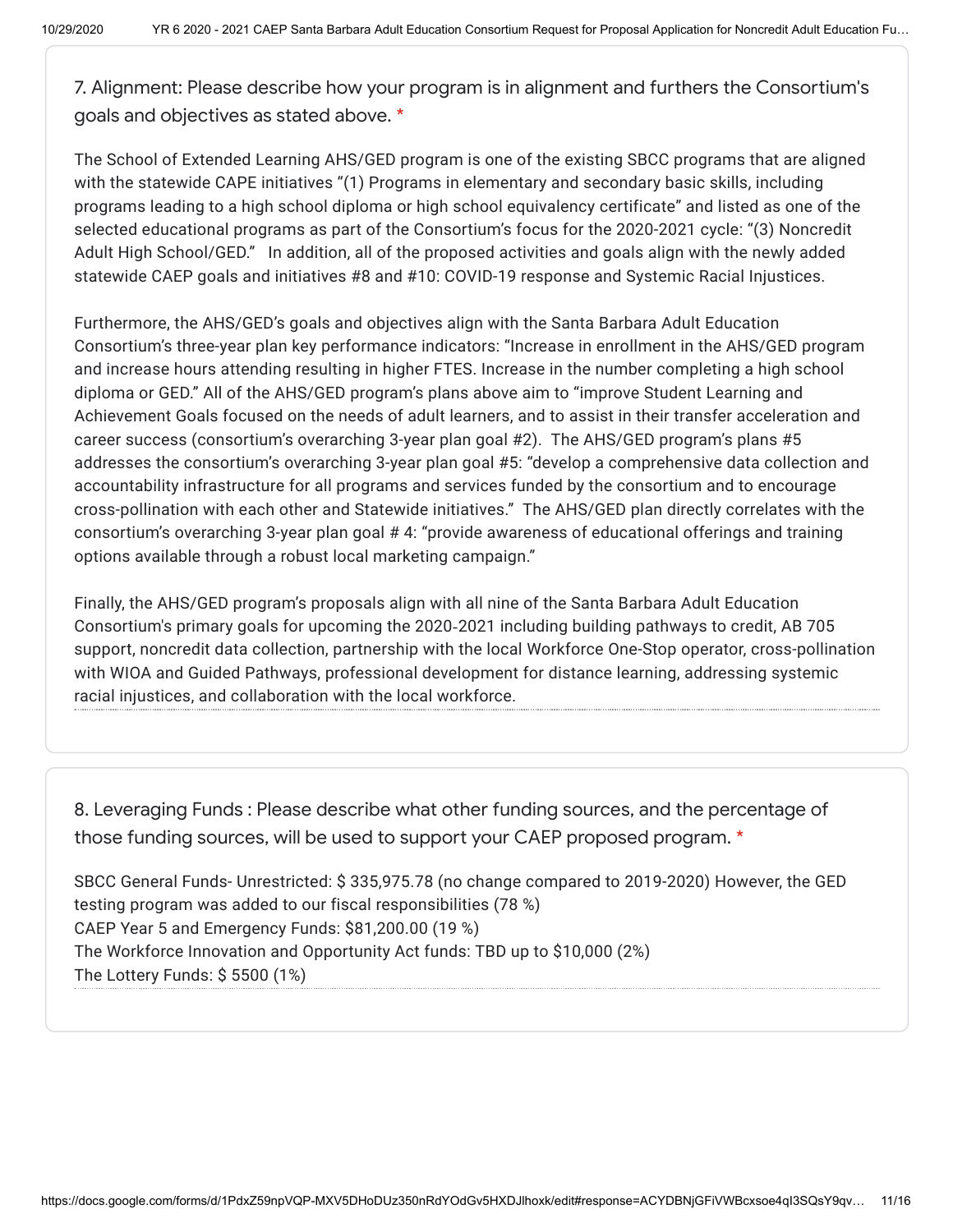7. Alignment: Please describe how your program is in alignment and furthers the Consortium's goals and objectives as stated above. *

The School of Extended Learning AHS/GED program is one of the existing SBCC programs that are aligned with the statewide CAPE initiatives "(1) Programs in elementary and secondary basic skills, including programs leading to a high school diploma or high school equivalency certificate" and listed as one of the selected educational programs as part of the Consortium's focus for the 2020-2021 cycle: "(3) Noncredit Adult High School/GED." In addition, all of the proposed activities and goals align with the newly added statewide CAEP goals and initiatives #8 and #10: COVID-19 response and Systemic Racial Injustices.

Furthermore, the AHS/GED's goals and objectives align with the Santa Barbara Adult Education Consortium's three-year plan key performance indicators: "Increase in enrollment in the AHS/GED program and increase hours attending resulting in higher FTES. Increase in the number completing a high school diploma or GED." All of the AHS/GED program's plans above aim to "improve Student Learning and Achievement Goals focused on the needs of adult learners, and to assist in their transfer acceleration and career success (consortium's overarching 3-year plan goal #2). The AHS/GED program's plans #5 addresses the consortium's overarching 3-year plan goal #5: "develop a comprehensive data collection and accountability infrastructure for all programs and services funded by the consortium and to encourage cross-pollination with each other and Statewide initiatives." The AHS/GED plan directly correlates with the consortium's overarching 3-year plan goal # 4: "provide awareness of educational offerings and training options available through a robust local marketing campaign."

Finally, the AHS/GED program's proposals align with all nine of the Santa Barbara Adult Education Consortium's primary goals for upcoming the 2020-2021 including building pathways to credit, AB 705 support, noncredit data collection, partnership with the local Workforce One-Stop operator, cross-pollination with WIOA and Guided Pathways, professional development for distance learning, addressing systemic racial injustices, and collaboration with the local workforce.

8. Leveraging Funds : Please describe what other funding sources, and the percentage of those funding sources, will be used to support your CAEP proposed program. *

SBCC General Funds- Unrestricted: $ 335,975.78 (no change compared to 2019-2020) However, the GED testing program was added to our fiscal responsibilities (78 %)
CAEP Year 5 and Emergency Funds: $81,200.00 (19 %)
The Workforce Innovation and Opportunity Act funds: TBD up to $10,000 (2%)
The Lottery Funds: $ 5500 (1%)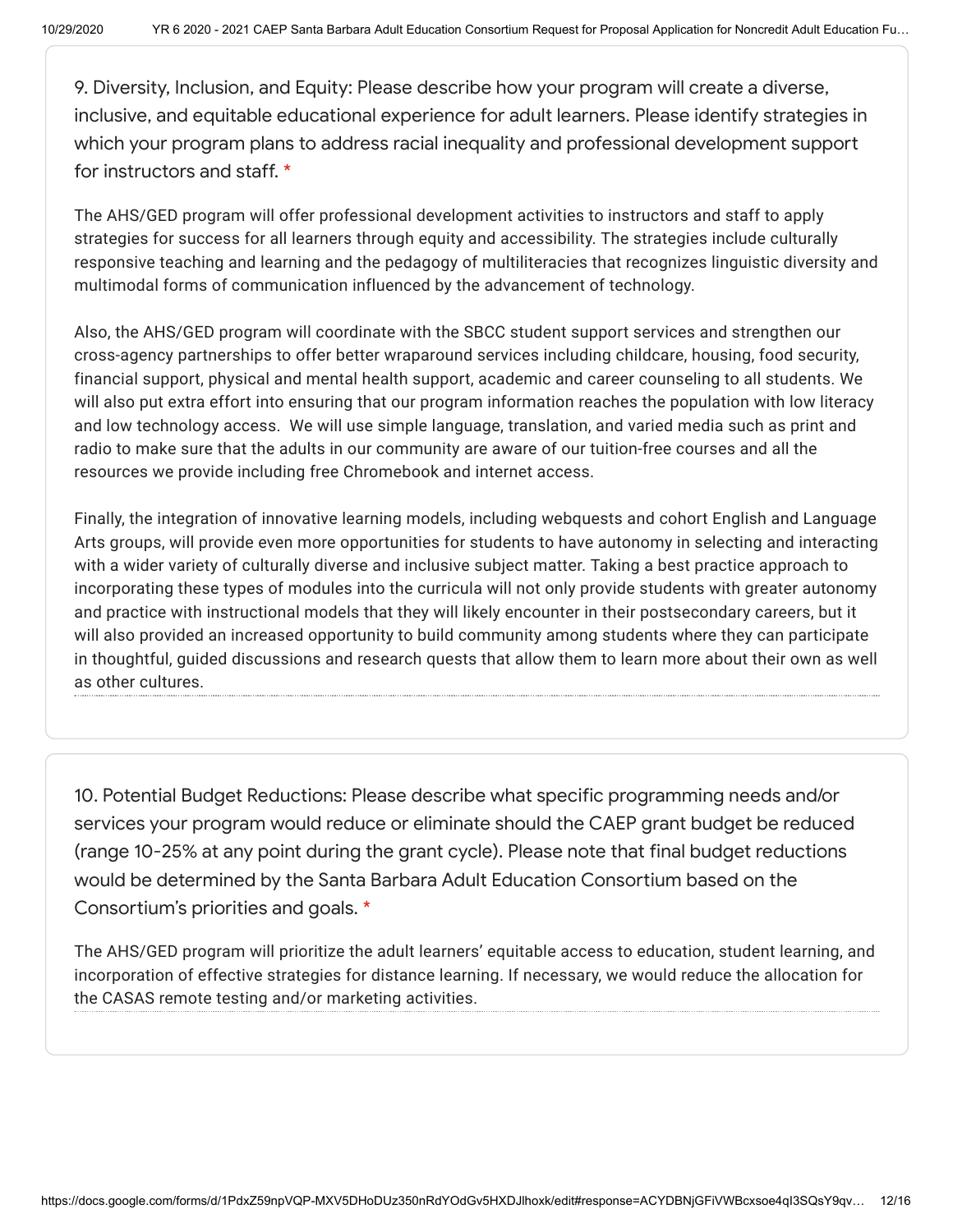9. Diversity, Inclusion, and Equity: Please describe how your program will create a diverse, inclusive, and equitable educational experience for adult learners. Please identify strategies in which your program plans to address racial inequality and professional development support for instructors and staff. *

The AHS/GED program will offer professional development activities to instructors and staff to apply strategies for success for all learners through equity and accessibility. The strategies include culturally responsive teaching and learning and the pedagogy of multiliteracies that recognizes linguistic diversity and multimodal forms of communication influenced by the advancement of technology.

Also, the AHS/GED program will coordinate with the SBCC student support services and strengthen our cross-agency partnerships to offer better wraparound services including childcare, housing, food security, financial support, physical and mental health support, academic and career counseling to all students. We will also put extra effort into ensuring that our program information reaches the population with low literacy and low technology access. We will use simple language, translation, and varied media such as print and radio to make sure that the adults in our community are aware of our tuition-free courses and all the resources we provide including free Chromebook and internet access.

Finally, the integration of innovative learning models, including webquests and cohort English and Language Arts groups, will provide even more opportunities for students to have autonomy in selecting and interacting with a wider variety of culturally diverse and inclusive subject matter. Taking a best practice approach to incorporating these types of modules into the curricula will not only provide students with greater autonomy and practice with instructional models that they will likely encounter in their postsecondary careers, but it will also provided an increased opportunity to build community among students where they can participate in thoughtful, guided discussions and research quests that allow them to learn more about their own as well as other cultures.

10. Potential Budget Reductions: Please describe what specific programming needs and/or services your program would reduce or eliminate should the CAEP grant budget be reduced (range 10-25% at any point during the grant cycle). Please note that final budget reductions would be determined by the Santa Barbara Adult Education Consortium based on the Consortium's priorities and goals. *

The AHS/GED program will prioritize the adult learners' equitable access to education, student learning, and incorporation of effective strategies for distance learning. If necessary, we would reduce the allocation for the CASAS remote testing and/or marketing activities.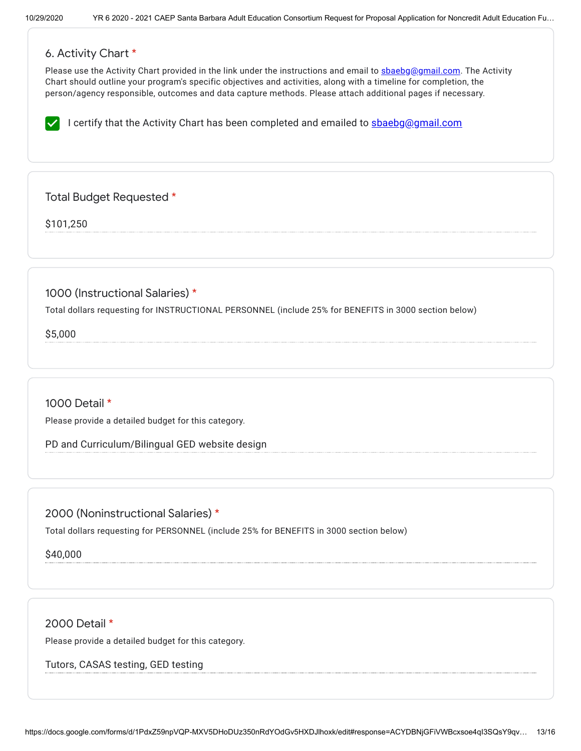### 6. Activity Chart *

Please use the Activity Chart provided in the link under the instructions and email to sbaebg@gmail.com. The Activity Chart should outline your program's specific objectives and activities, along with a timeline for completion, the person/agency responsible, outcomes and data capture methods. Please attach additional pages if necessary.

- [x] I certify that the Activity Chart has been completed and emailed to sbaebg@gmail.com

### Total Budget Requested *

$101,250

### 1000 (Instructional Salaries) *

Total dollars requesting for INSTRUCTIONAL PERSONNEL (include 25% for BENEFITS in 3000 section below)

$5,000

### 1000 Detail *

Please provide a detailed budget for this category.

PD and Curriculum/Bilingual GED website design

### 2000 (Noninstructional Salaries) *

Total dollars requesting for PERSONNEL (include 25% for BENEFITS in 3000 section below)

$40,000

### 2000 Detail *

Please provide a detailed budget for this category.

Tutors, CASAS testing, GED testing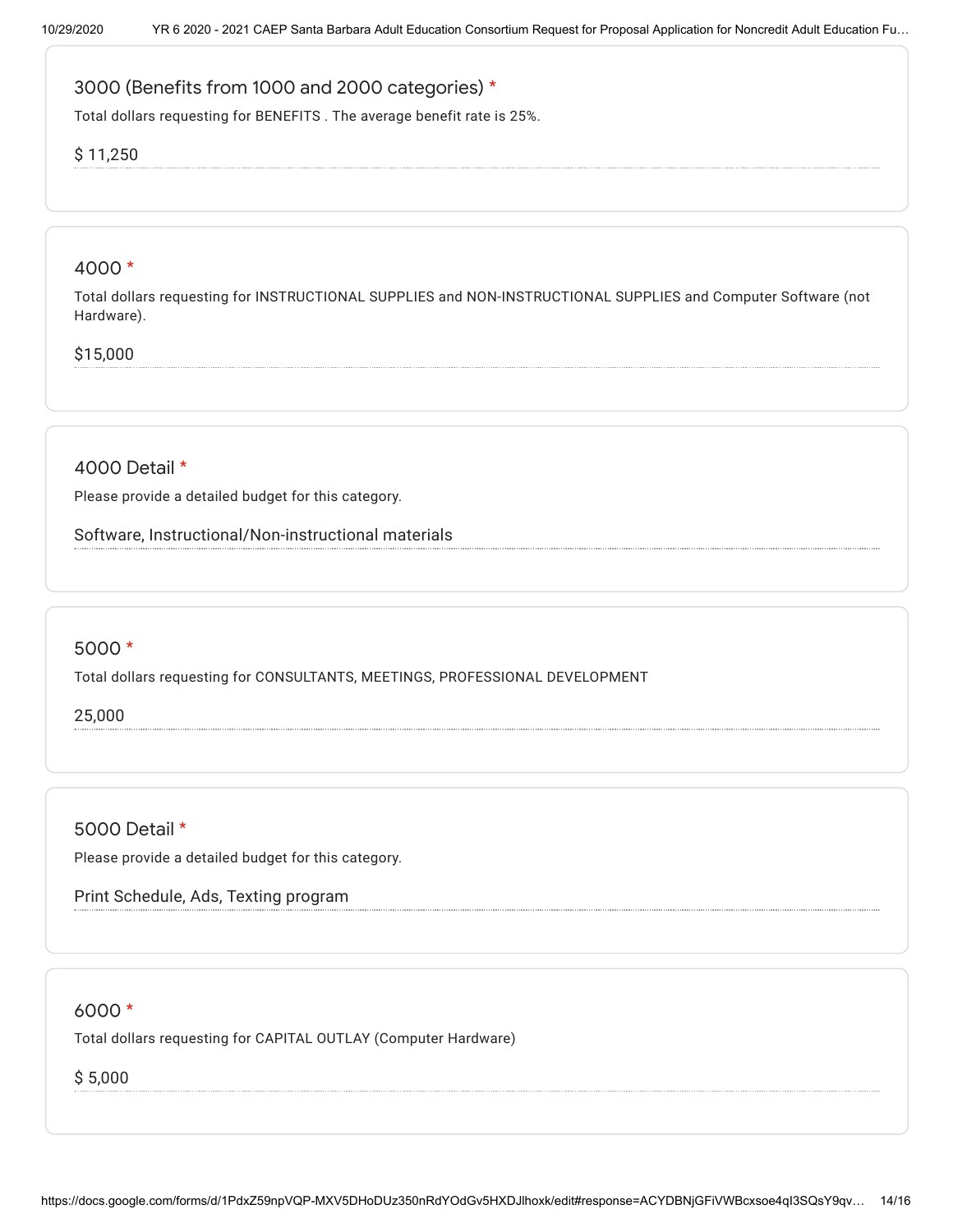### 3000 (Benefits from 1000 and 2000 categories) *

Total dollars requesting for BENEFITS . The average benefit rate is 25%.

$ 11,250

### 4000 *

Total dollars requesting for INSTRUCTIONAL SUPPLIES and NON-INSTRUCTIONAL SUPPLIES and Computer Software (not Hardware).

$15,000

### 4000 Detail *

Please provide a detailed budget for this category.

Software, Instructional/Non-instructional materials

### 5000 *

Total dollars requesting for CONSULTANTS, MEETINGS, PROFESSIONAL DEVELOPMENT

25,000

### 5000 Detail *

Please provide a detailed budget for this category.

Print Schedule, Ads, Texting program

### 6000 *

Total dollars requesting for CAPITAL OUTLAY (Computer Hardware)

$ 5,000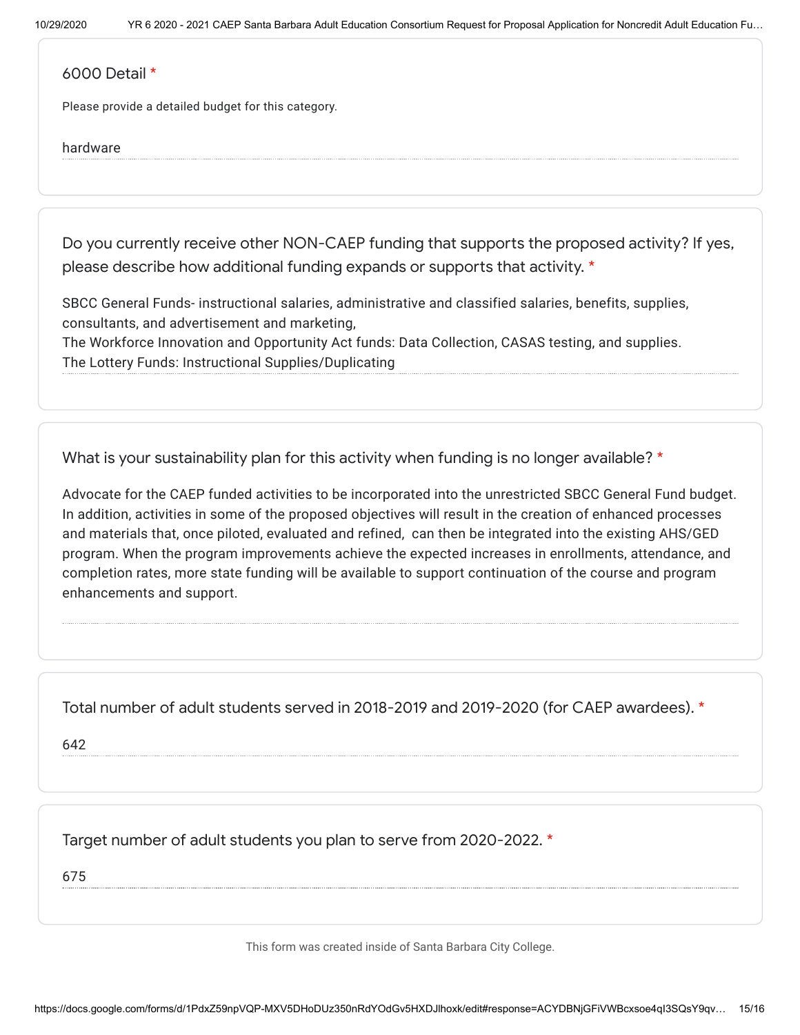6000 Detail *

Please provide a detailed budget for this category.

hardware

Do you currently receive other NON-CAEP funding that supports the proposed activity? If yes, please describe how additional funding expands or supports that activity. *

SBCC General Funds- instructional salaries, administrative and classified salaries, benefits, supplies, consultants, and advertisement and marketing,
The Workforce Innovation and Opportunity Act funds: Data Collection, CASAS testing, and supplies.
The Lottery Funds: Instructional Supplies/Duplicating

What is your sustainability plan for this activity when funding is no longer available? *

Advocate for the CAEP funded activities to be incorporated into the unrestricted SBCC General Fund budget. In addition, activities in some of the proposed objectives will result in the creation of enhanced processes and materials that, once piloted, evaluated and refined, can then be integrated into the existing AHS/GED program. When the program improvements achieve the expected increases in enrollments, attendance, and completion rates, more state funding will be available to support continuation of the course and program enhancements and support.

Total number of adult students served in 2018-2019 and 2019-2020 (for CAEP awardees). *

642

Target number of adult students you plan to serve from 2020-2022. *

675

This form was created inside of Santa Barbara City College.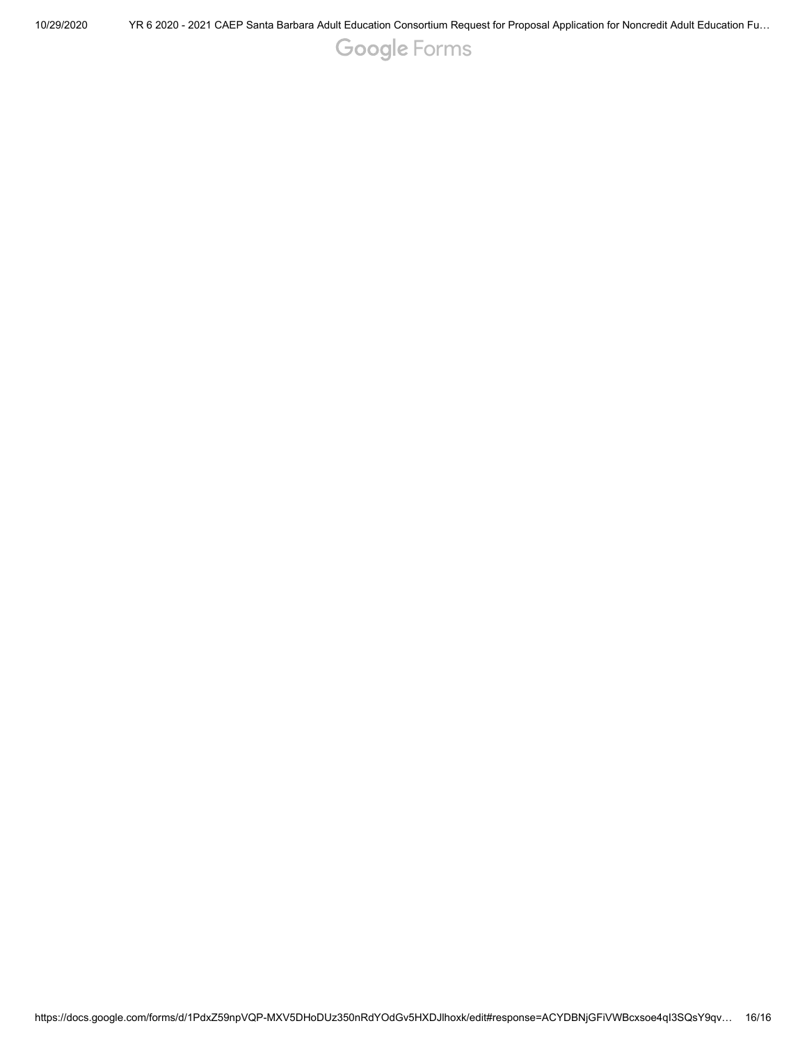Google Forms